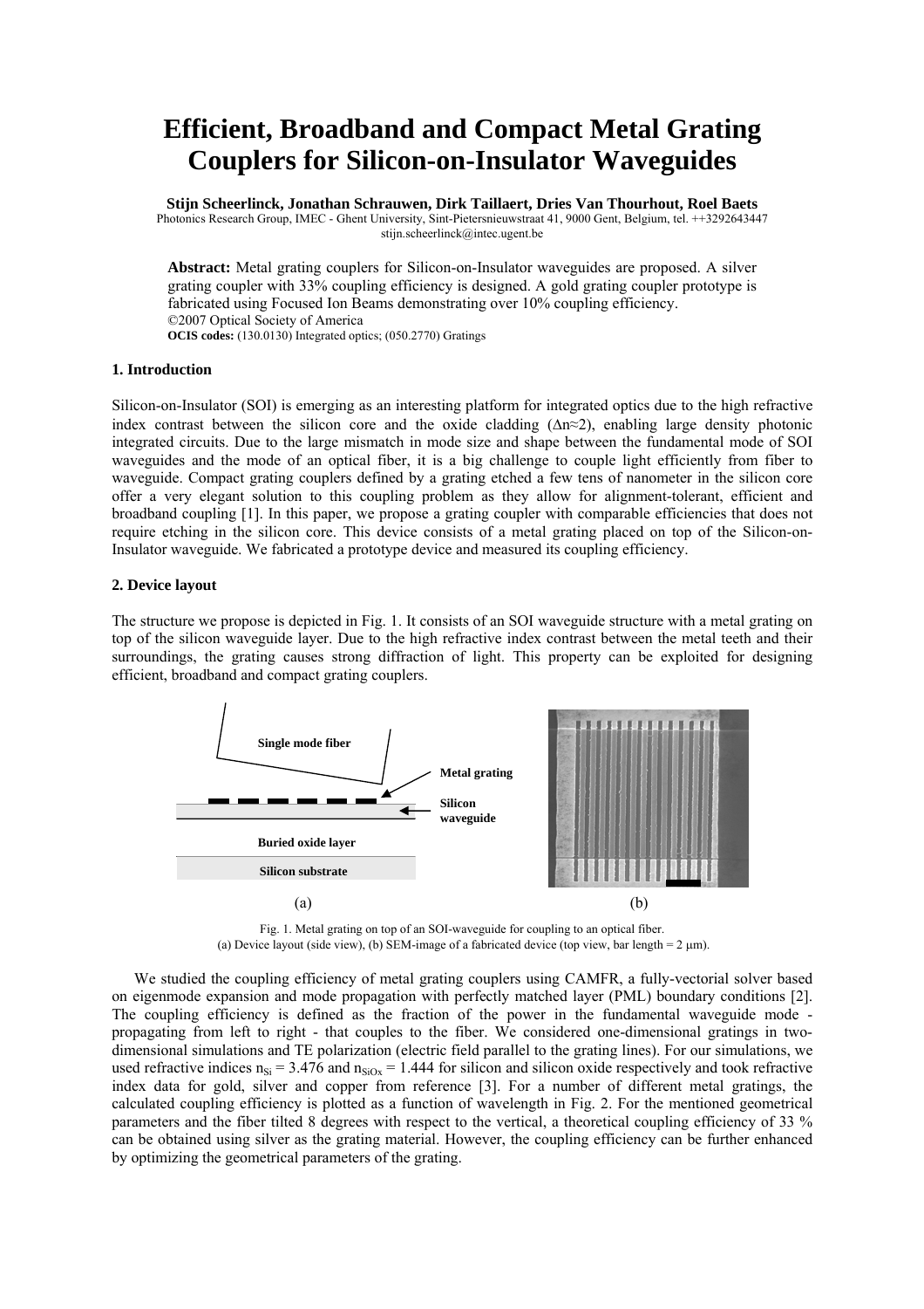# Efficient, Broadband and Compact Metal Grating Couplers for Silicon-on-Insulator Waveguides

**Stijn Scheerlinck, Jonathan Schrauwen, Dirk Taillaert, Dries Van Thourhout, Roel Baets**
Photonics Research Group, IMEC - Ghent University, Sint-Pietersnieuwstraat 41, 9000 Gent, Belgium, tel. ++3292643447
stijn.scheerlinck@intec.ugent.be

**Abstract:** Metal grating couplers for Silicon-on-Insulator waveguides are proposed. A silver grating coupler with 33% coupling efficiency is designed. A gold grating coupler prototype is fabricated using Focused Ion Beams demonstrating over 10% coupling efficiency.
©2007 Optical Society of America
**OCIS codes:** (130.0130) Integrated optics; (050.2770) Gratings

## 1. Introduction

Silicon-on-Insulator (SOI) is emerging as an interesting platform for integrated optics due to the high refractive index contrast between the silicon core and the oxide cladding ($\Delta n \approx 2$), enabling large density photonic integrated circuits. Due to the large mismatch in mode size and shape between the fundamental mode of SOI waveguides and the mode of an optical fiber, it is a big challenge to couple light efficiently from fiber to waveguide. Compact grating couplers defined by a grating etched a few tens of nanometer in the silicon core offer a very elegant solution to this coupling problem as they allow for alignment-tolerant, efficient and broadband coupling [1]. In this paper, we propose a grating coupler with comparable efficiencies that does not require etching in the silicon core. This device consists of a metal grating placed on top of the Silicon-on-Insulator waveguide. We fabricated a prototype device and measured its coupling efficiency.

## 2. Device layout

The structure we propose is depicted in Fig. 1. It consists of an SOI waveguide structure with a metal grating on top of the silicon waveguide layer. Due to the high refractive index contrast between the metal teeth and their surroundings, the grating causes strong diffraction of light. This property can be exploited for designing efficient, broadband and compact grating couplers.

Single mode fiber

Metal grating

Silicon waveguide

Buried oxide layer

Silicon substrate

(a) (b)

Fig. 1. Metal grating on top of an SOI-waveguide for coupling to an optical fiber.
(a) Device layout (side view), (b) SEM-image of a fabricated device (top view, bar length = 2 μm).

We studied the coupling efficiency of metal grating couplers using CAMFR, a fully-vectorial solver based on eigenmode expansion and mode propagation with perfectly matched layer (PML) boundary conditions [2]. The coupling efficiency is defined as the fraction of the power in the fundamental waveguide mode - propagating from left to right - that couples to the fiber. We considered one-dimensional gratings in two-dimensional simulations and TE polarization (electric field parallel to the grating lines). For our simulations, we used refractive indices $n_{Si} = 3.476$ and $n_{SiOx} = 1.444$ for silicon and silicon oxide respectively and took refractive index data for gold, silver and copper from reference [3]. For a number of different metal gratings, the calculated coupling efficiency is plotted as a function of wavelength in Fig. 2. For the mentioned geometrical parameters and the fiber tilted 8 degrees with respect to the vertical, a theoretical coupling efficiency of 33 % can be obtained using silver as the grating material. However, the coupling efficiency can be further enhanced by optimizing the geometrical parameters of the grating.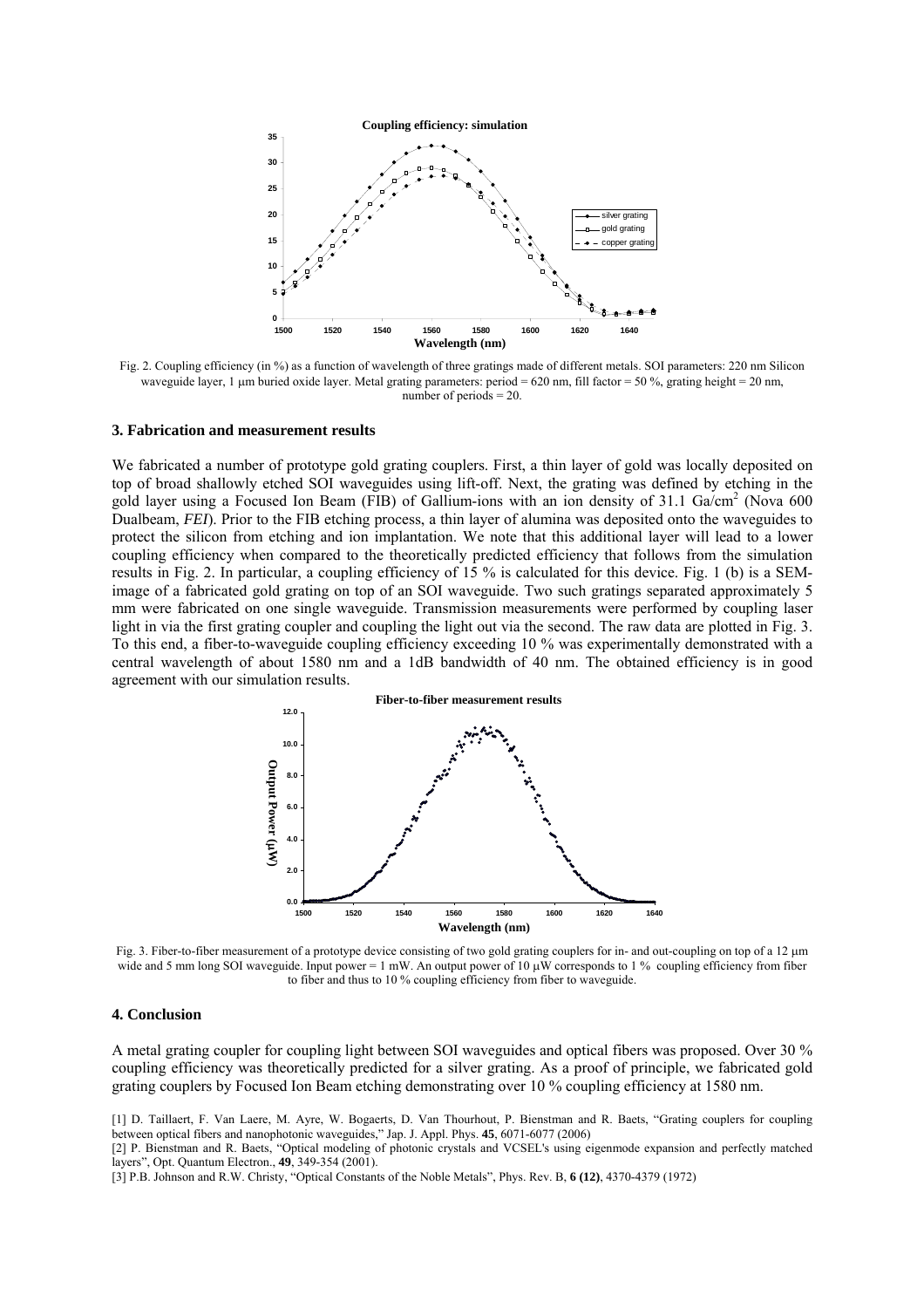Coupling efficiency: simulation

35
30
25
20
15
10
5
0

1500 1520 1540 1560 1580 1600 1620 1640

Wavelength (nm)

silver grating
gold grating
copper grating

Fig. 2. Coupling efficiency (in %) as a function of wavelength of three gratings made of different metals. SOI parameters: 220 nm Silicon waveguide layer, 1 μm buried oxide layer. Metal grating parameters: period = 620 nm, fill factor = 50 %, grating height = 20 nm, number of periods = 20.

### 3. Fabrication and measurement results

We fabricated a number of prototype gold grating couplers. First, a thin layer of gold was locally deposited on top of broad shallowly etched SOI waveguides using lift-off. Next, the grating was defined by etching in the gold layer using a Focused Ion Beam (FIB) of Gallium-ions with an ion density of 31.1 Ga/cm$^2$ (Nova 600 Dualbeam, *FEI*). Prior to the FIB etching process, a thin layer of alumina was deposited onto the waveguides to protect the silicon from etching and ion implantation. We note that this additional layer will lead to a lower coupling efficiency when compared to the theoretically predicted efficiency that follows from the simulation results in Fig. 2. In particular, a coupling efficiency of 15 % is calculated for this device. Fig. 1 (b) is a SEM-image of a fabricated gold grating on top of an SOI waveguide. Two such gratings separated approximately 5 mm were fabricated on one single waveguide. Transmission measurements were performed by coupling laser light in via the first grating coupler and coupling the light out via the second. The raw data are plotted in Fig. 3. To this end, a fiber-to-waveguide coupling efficiency exceeding 10 % was experimentally demonstrated with a central wavelength of about 1580 nm and a 1dB bandwidth of 40 nm. The obtained efficiency is in good agreement with our simulation results.

Fiber-to-fiber measurement results

Output Power (μW)

12.0
10.0
8.0
6.0
4.0
2.0
0.0

1500 1520 1540 1560 1580 1600 1620 1640

Wavelength (nm)

Fig. 3. Fiber-to-fiber measurement of a prototype device consisting of two gold grating couplers for in- and out-coupling on top of a 12 μm wide and 5 mm long SOI waveguide. Input power = 1 mW. An output power of 10 μW corresponds to 1 % coupling efficiency from fiber to fiber and thus to 10 % coupling efficiency from fiber to waveguide.

### 4. Conclusion

A metal grating coupler for coupling light between SOI waveguides and optical fibers was proposed. Over 30 % coupling efficiency was theoretically predicted for a silver grating. As a proof of principle, we fabricated gold grating couplers by Focused Ion Beam etching demonstrating over 10 % coupling efficiency at 1580 nm.

[1] D. Taillaert, F. Van Laere, M. Ayre, W. Bogaerts, D. Van Thourhout, P. Bienstman and R. Baets, "Grating couplers for coupling between optical fibers and nanophotonic waveguides," Jap. J. Appl. Phys. **45**, 6071-6077 (2006)

[2] P. Bienstman and R. Baets, "Optical modeling of photonic crystals and VCSEL's using eigenmode expansion and perfectly matched layers", Opt. Quantum Electron., **49**, 349-354 (2001).

[3] P.B. Johnson and R.W. Christy, "Optical Constants of the Noble Metals", Phys. Rev. B, **6 (12)**, 4370-4379 (1972)